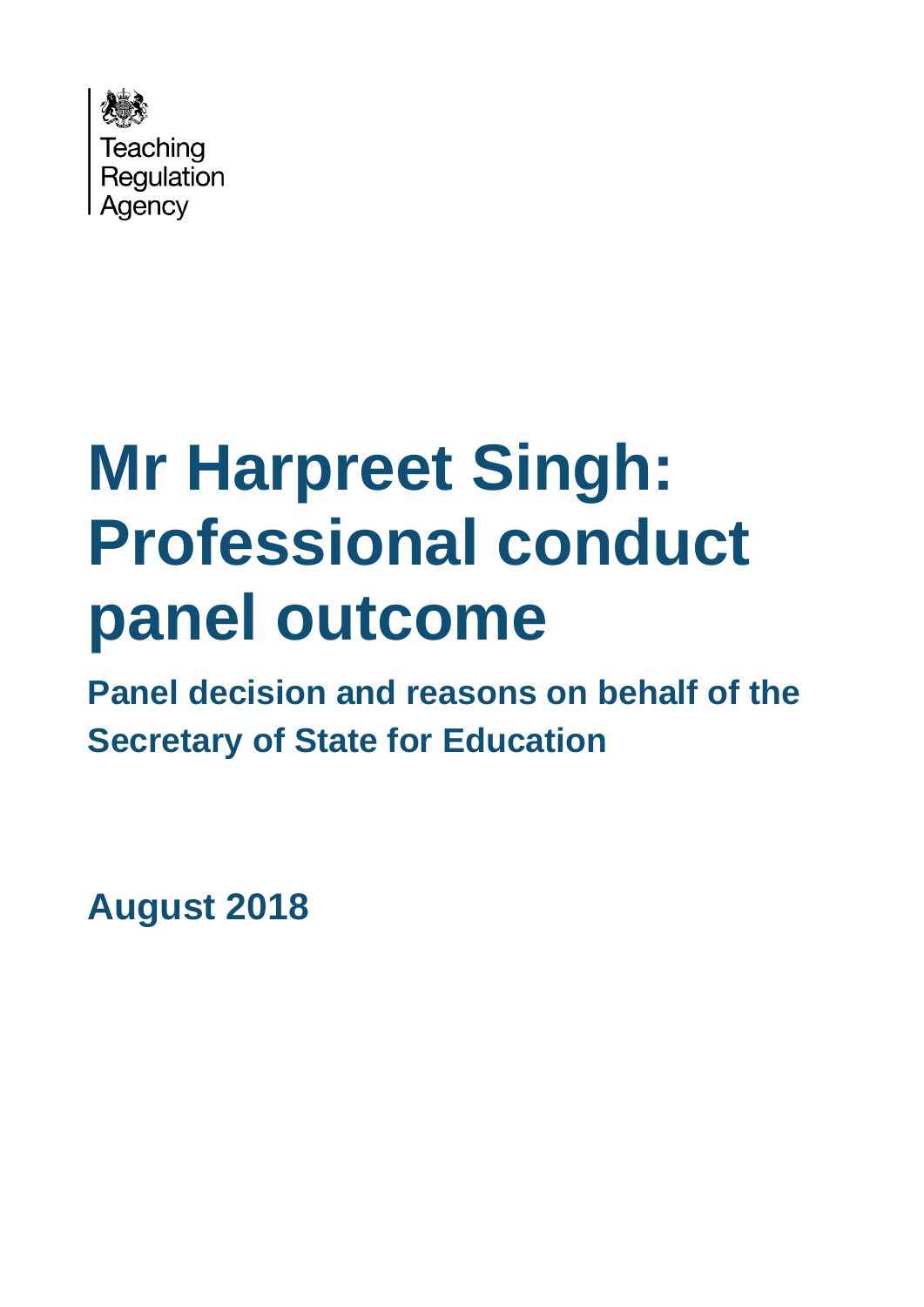Teaching Regulation Agency

# Mr Harpreet Singh: Professional conduct panel outcome

## Panel decision and reasons on behalf of the Secretary of State for Education

**August 2018**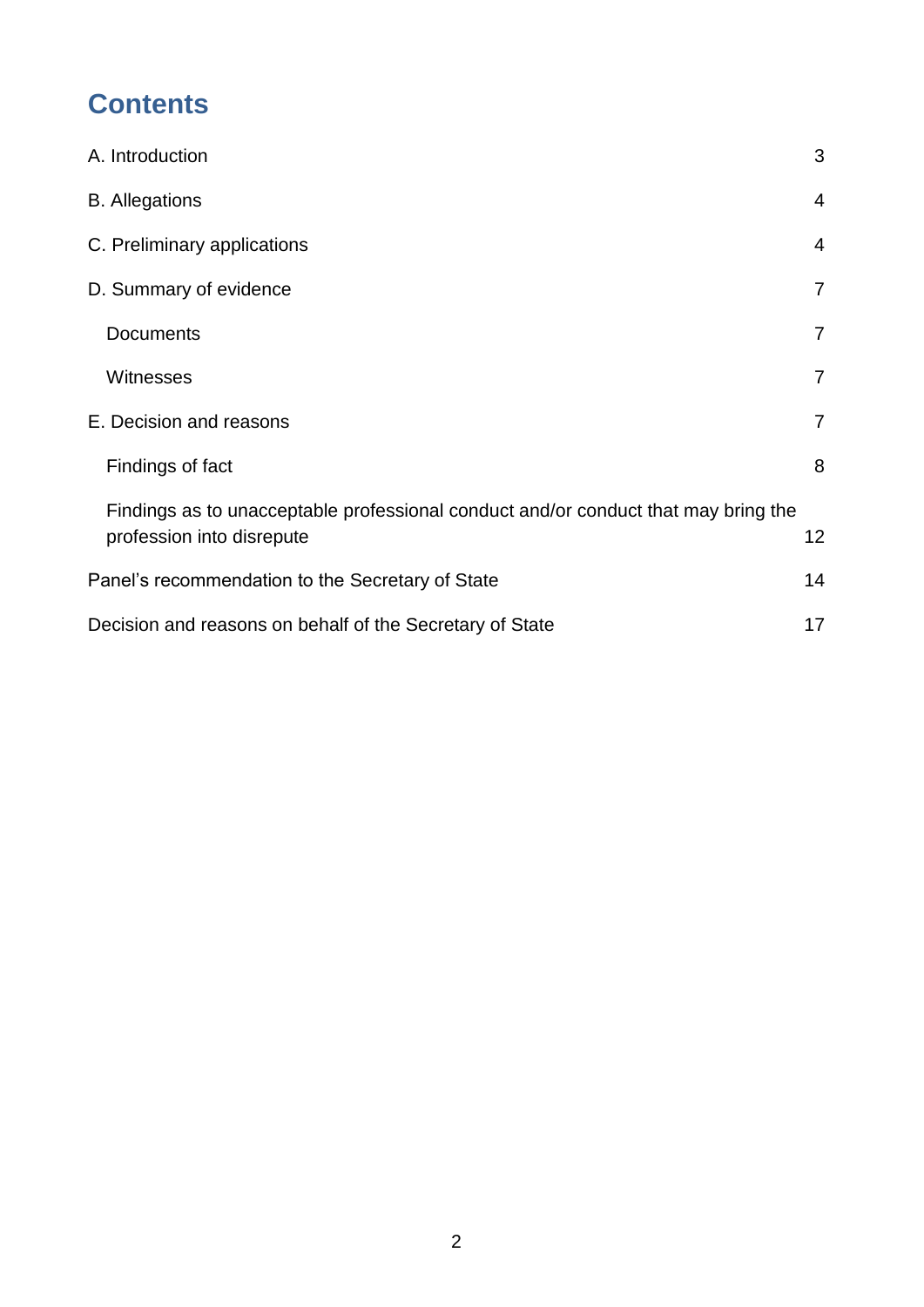## Contents

| | |
|---|---|
| A. Introduction | 3 |
| B. Allegations | 4 |
| C. Preliminary applications | 4 |
| D. Summary of evidence | 7 |
| Documents | 7 |
| Witnesses | 7 |
| E. Decision and reasons | 7 |
| Findings of fact | 8 |
| Findings as to unacceptable professional conduct and/or conduct that may bring the profession into disrepute | 12 |
| Panel's recommendation to the Secretary of State | 14 |
| Decision and reasons on behalf of the Secretary of State | 17 |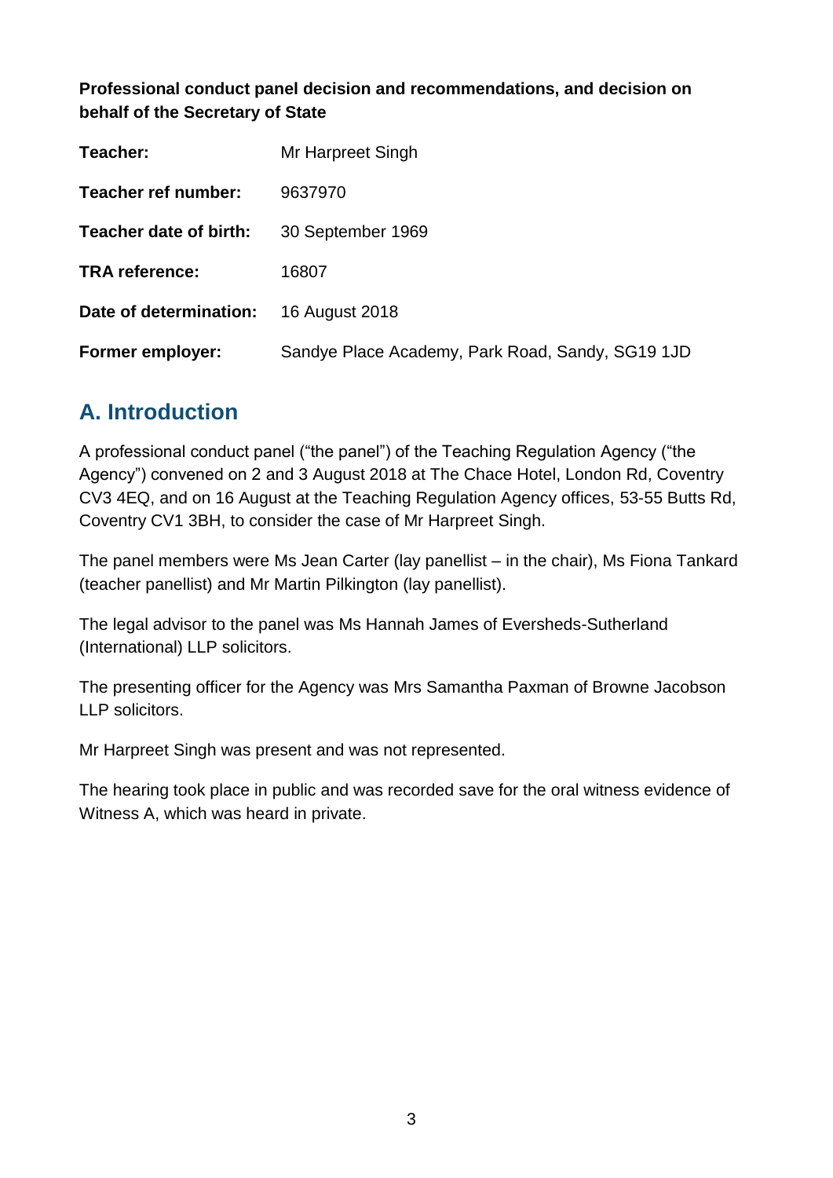**Professional conduct panel decision and recommendations, and decision on behalf of the Secretary of State**

| | |
|---|---|
| **Teacher:** | Mr Harpreet Singh |
| **Teacher ref number:** | 9637970 |
| **Teacher date of birth:** | 30 September 1969 |
| **TRA reference:** | 16807 |
| **Date of determination:** | 16 August 2018 |
| **Former employer:** | Sandye Place Academy, Park Road, Sandy, SG19 1JD |

## A. Introduction

A professional conduct panel ("the panel") of the Teaching Regulation Agency ("the Agency") convened on 2 and 3 August 2018 at The Chace Hotel, London Rd, Coventry CV3 4EQ, and on 16 August at the Teaching Regulation Agency offices, 53-55 Butts Rd, Coventry CV1 3BH, to consider the case of Mr Harpreet Singh.

The panel members were Ms Jean Carter (lay panellist – in the chair), Ms Fiona Tankard (teacher panellist) and Mr Martin Pilkington (lay panellist).

The legal advisor to the panel was Ms Hannah James of Eversheds-Sutherland (International) LLP solicitors.

The presenting officer for the Agency was Mrs Samantha Paxman of Browne Jacobson LLP solicitors.

Mr Harpreet Singh was present and was not represented.

The hearing took place in public and was recorded save for the oral witness evidence of Witness A, which was heard in private.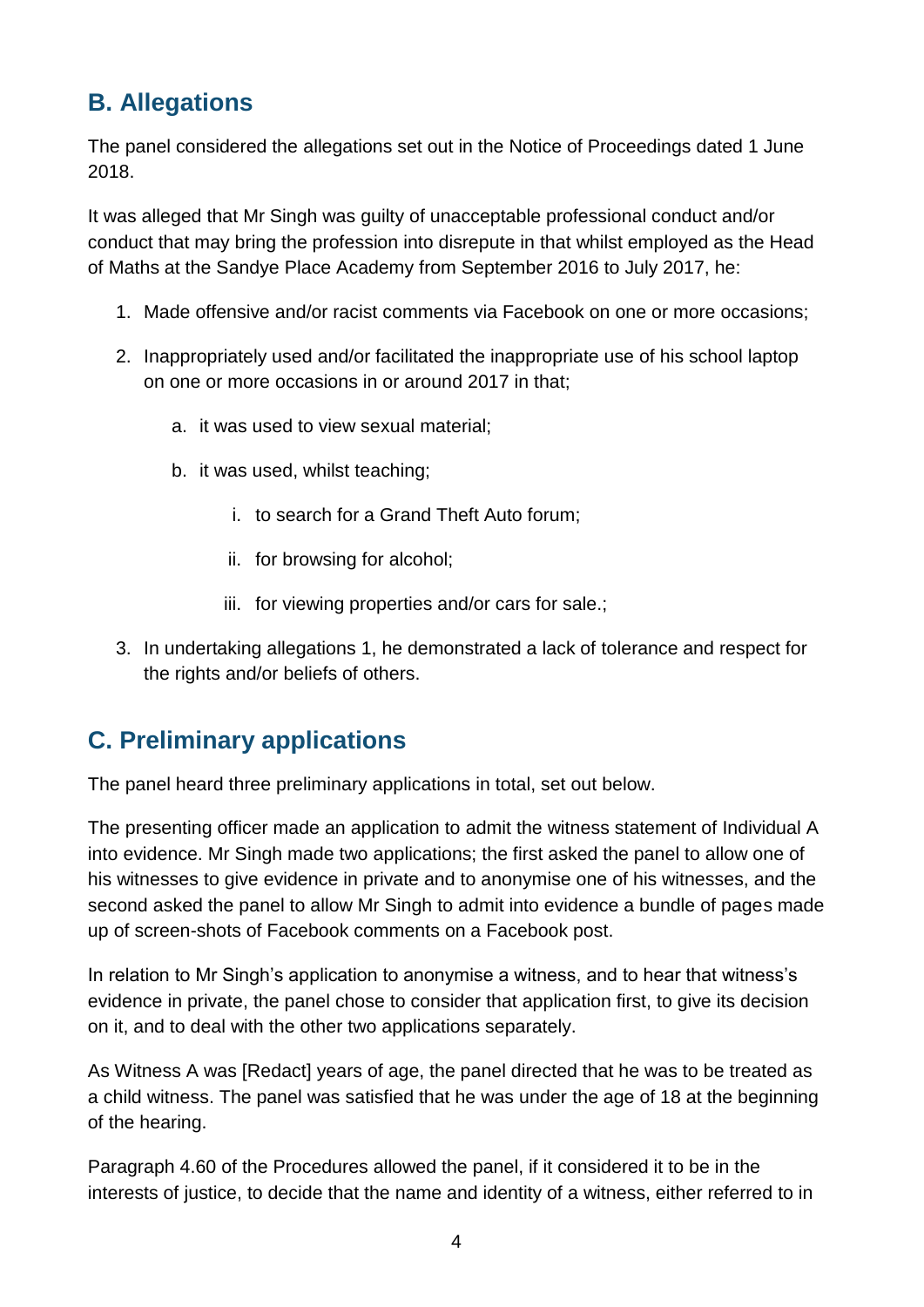## B. Allegations

The panel considered the allegations set out in the Notice of Proceedings dated 1 June 2018.

It was alleged that Mr Singh was guilty of unacceptable professional conduct and/or conduct that may bring the profession into disrepute in that whilst employed as the Head of Maths at the Sandye Place Academy from September 2016 to July 2017, he:

1. Made offensive and/or racist comments via Facebook on one or more occasions;
2. Inappropriately used and/or facilitated the inappropriate use of his school laptop on one or more occasions in or around 2017 in that;
    a. it was used to view sexual material;
    b. it was used, whilst teaching;
        i. to search for a Grand Theft Auto forum;
        ii. for browsing for alcohol;
        iii. for viewing properties and/or cars for sale.;
3. In undertaking allegations 1, he demonstrated a lack of tolerance and respect for the rights and/or beliefs of others.

## C. Preliminary applications

The panel heard three preliminary applications in total, set out below.

The presenting officer made an application to admit the witness statement of Individual A into evidence. Mr Singh made two applications; the first asked the panel to allow one of his witnesses to give evidence in private and to anonymise one of his witnesses, and the second asked the panel to allow Mr Singh to admit into evidence a bundle of pages made up of screen-shots of Facebook comments on a Facebook post.

In relation to Mr Singh's application to anonymise a witness, and to hear that witness's evidence in private, the panel chose to consider that application first, to give its decision on it, and to deal with the other two applications separately.

As Witness A was [Redact] years of age, the panel directed that he was to be treated as a child witness. The panel was satisfied that he was under the age of 18 at the beginning of the hearing.

Paragraph 4.60 of the Procedures allowed the panel, if it considered it to be in the interests of justice, to decide that the name and identity of a witness, either referred to in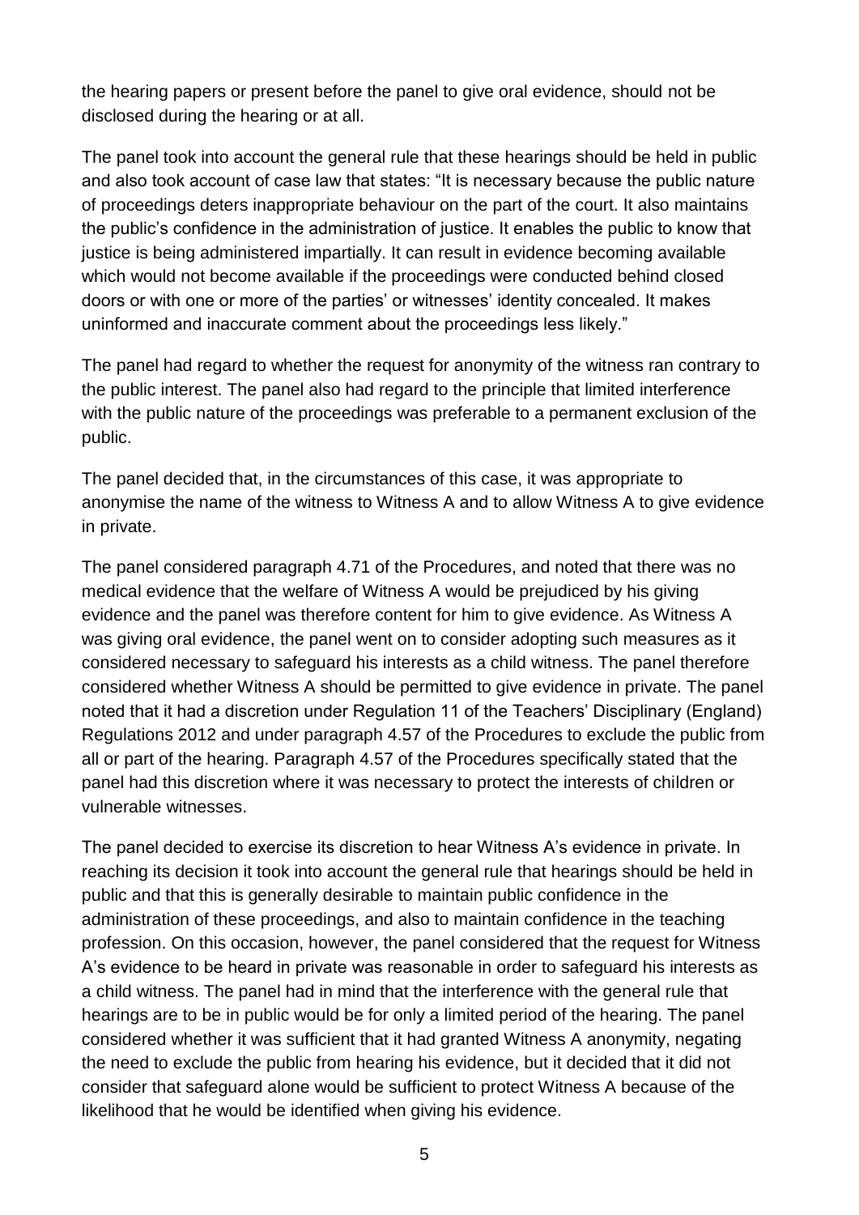the hearing papers or present before the panel to give oral evidence, should not be disclosed during the hearing or at all.

The panel took into account the general rule that these hearings should be held in public and also took account of case law that states: "It is necessary because the public nature of proceedings deters inappropriate behaviour on the part of the court. It also maintains the public's confidence in the administration of justice. It enables the public to know that justice is being administered impartially. It can result in evidence becoming available which would not become available if the proceedings were conducted behind closed doors or with one or more of the parties' or witnesses' identity concealed. It makes uninformed and inaccurate comment about the proceedings less likely."

The panel had regard to whether the request for anonymity of the witness ran contrary to the public interest. The panel also had regard to the principle that limited interference with the public nature of the proceedings was preferable to a permanent exclusion of the public.

The panel decided that, in the circumstances of this case, it was appropriate to anonymise the name of the witness to Witness A and to allow Witness A to give evidence in private.

The panel considered paragraph 4.71 of the Procedures, and noted that there was no medical evidence that the welfare of Witness A would be prejudiced by his giving evidence and the panel was therefore content for him to give evidence. As Witness A was giving oral evidence, the panel went on to consider adopting such measures as it considered necessary to safeguard his interests as a child witness. The panel therefore considered whether Witness A should be permitted to give evidence in private. The panel noted that it had a discretion under Regulation 11 of the Teachers' Disciplinary (England) Regulations 2012 and under paragraph 4.57 of the Procedures to exclude the public from all or part of the hearing. Paragraph 4.57 of the Procedures specifically stated that the panel had this discretion where it was necessary to protect the interests of children or vulnerable witnesses.

The panel decided to exercise its discretion to hear Witness A's evidence in private. In reaching its decision it took into account the general rule that hearings should be held in public and that this is generally desirable to maintain public confidence in the administration of these proceedings, and also to maintain confidence in the teaching profession. On this occasion, however, the panel considered that the request for Witness A's evidence to be heard in private was reasonable in order to safeguard his interests as a child witness. The panel had in mind that the interference with the general rule that hearings are to be in public would be for only a limited period of the hearing. The panel considered whether it was sufficient that it had granted Witness A anonymity, negating the need to exclude the public from hearing his evidence, but it decided that it did not consider that safeguard alone would be sufficient to protect Witness A because of the likelihood that he would be identified when giving his evidence.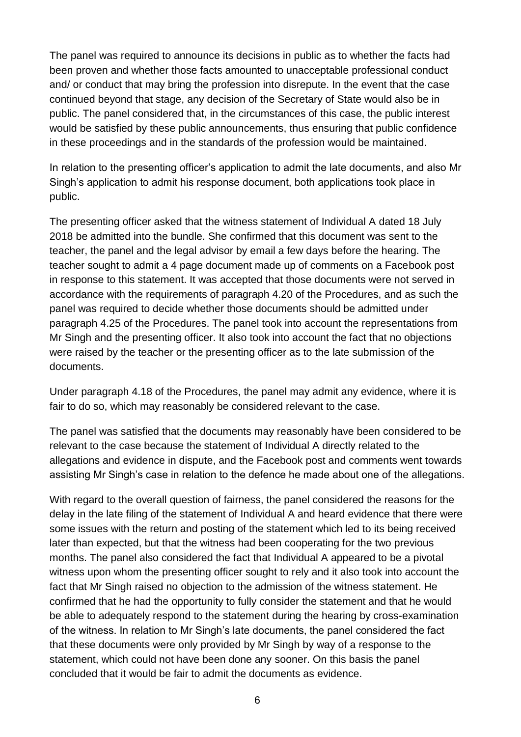The panel was required to announce its decisions in public as to whether the facts had been proven and whether those facts amounted to unacceptable professional conduct and/ or conduct that may bring the profession into disrepute. In the event that the case continued beyond that stage, any decision of the Secretary of State would also be in public. The panel considered that, in the circumstances of this case, the public interest would be satisfied by these public announcements, thus ensuring that public confidence in these proceedings and in the standards of the profession would be maintained.

In relation to the presenting officer's application to admit the late documents, and also Mr Singh's application to admit his response document, both applications took place in public.

The presenting officer asked that the witness statement of Individual A dated 18 July 2018 be admitted into the bundle. She confirmed that this document was sent to the teacher, the panel and the legal advisor by email a few days before the hearing. The teacher sought to admit a 4 page document made up of comments on a Facebook post in response to this statement. It was accepted that those documents were not served in accordance with the requirements of paragraph 4.20 of the Procedures, and as such the panel was required to decide whether those documents should be admitted under paragraph 4.25 of the Procedures. The panel took into account the representations from Mr Singh and the presenting officer. It also took into account the fact that no objections were raised by the teacher or the presenting officer as to the late submission of the documents.

Under paragraph 4.18 of the Procedures, the panel may admit any evidence, where it is fair to do so, which may reasonably be considered relevant to the case.

The panel was satisfied that the documents may reasonably have been considered to be relevant to the case because the statement of Individual A directly related to the allegations and evidence in dispute, and the Facebook post and comments went towards assisting Mr Singh's case in relation to the defence he made about one of the allegations.

With regard to the overall question of fairness, the panel considered the reasons for the delay in the late filing of the statement of Individual A and heard evidence that there were some issues with the return and posting of the statement which led to its being received later than expected, but that the witness had been cooperating for the two previous months. The panel also considered the fact that Individual A appeared to be a pivotal witness upon whom the presenting officer sought to rely and it also took into account the fact that Mr Singh raised no objection to the admission of the witness statement. He confirmed that he had the opportunity to fully consider the statement and that he would be able to adequately respond to the statement during the hearing by cross-examination of the witness. In relation to Mr Singh's late documents, the panel considered the fact that these documents were only provided by Mr Singh by way of a response to the statement, which could not have been done any sooner. On this basis the panel concluded that it would be fair to admit the documents as evidence.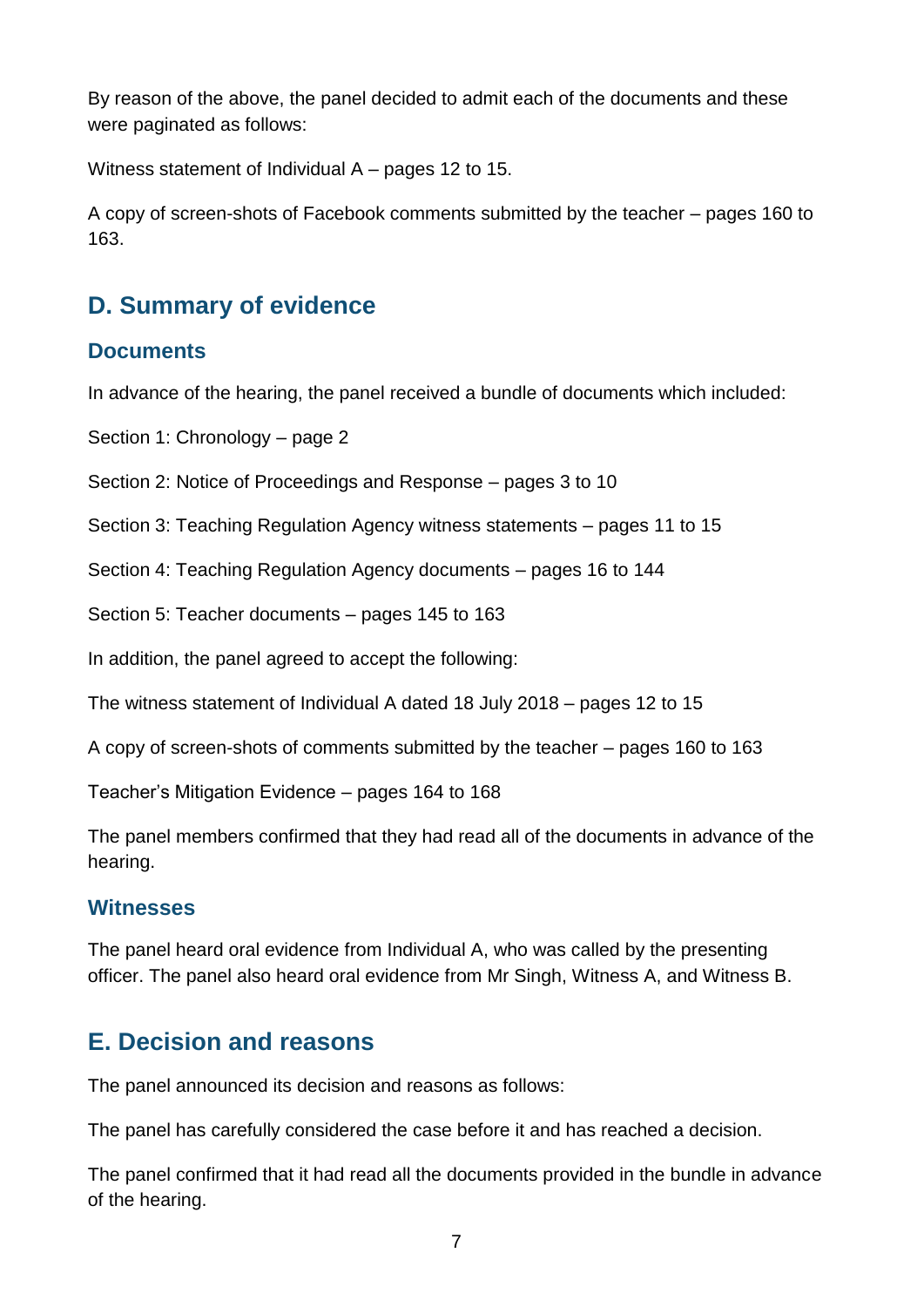By reason of the above, the panel decided to admit each of the documents and these were paginated as follows:

Witness statement of Individual A – pages 12 to 15.

A copy of screen-shots of Facebook comments submitted by the teacher – pages 160 to 163.

## D. Summary of evidence

### Documents

In advance of the hearing, the panel received a bundle of documents which included:

Section 1: Chronology – page 2

Section 2: Notice of Proceedings and Response – pages 3 to 10

Section 3: Teaching Regulation Agency witness statements – pages 11 to 15

Section 4: Teaching Regulation Agency documents – pages 16 to 144

Section 5: Teacher documents – pages 145 to 163

In addition, the panel agreed to accept the following:

The witness statement of Individual A dated 18 July 2018 – pages 12 to 15

A copy of screen-shots of comments submitted by the teacher – pages 160 to 163

Teacher's Mitigation Evidence – pages 164 to 168

The panel members confirmed that they had read all of the documents in advance of the hearing.

### Witnesses

The panel heard oral evidence from Individual A, who was called by the presenting officer. The panel also heard oral evidence from Mr Singh, Witness A, and Witness B.

## E. Decision and reasons

The panel announced its decision and reasons as follows:

The panel has carefully considered the case before it and has reached a decision.

The panel confirmed that it had read all the documents provided in the bundle in advance of the hearing.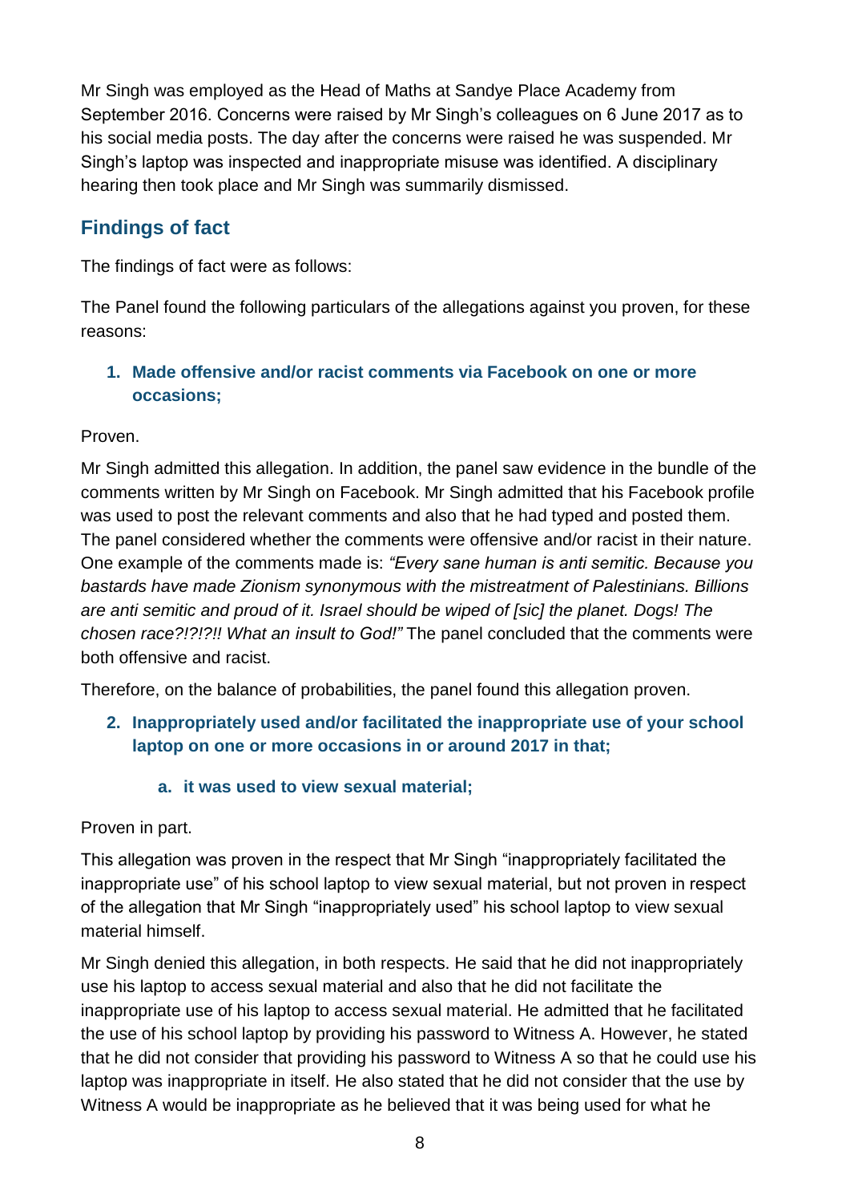Mr Singh was employed as the Head of Maths at Sandye Place Academy from September 2016. Concerns were raised by Mr Singh's colleagues on 6 June 2017 as to his social media posts. The day after the concerns were raised he was suspended. Mr Singh's laptop was inspected and inappropriate misuse was identified. A disciplinary hearing then took place and Mr Singh was summarily dismissed.

## Findings of fact

The findings of fact were as follows:

The Panel found the following particulars of the allegations against you proven, for these reasons:

### 1. Made offensive and/or racist comments via Facebook on one or more occasions;

Proven.

Mr Singh admitted this allegation. In addition, the panel saw evidence in the bundle of the comments written by Mr Singh on Facebook. Mr Singh admitted that his Facebook profile was used to post the relevant comments and also that he had typed and posted them. The panel considered whether the comments were offensive and/or racist in their nature. One example of the comments made is: *"Every sane human is anti semitic. Because you bastards have made Zionism synonymous with the mistreatment of Palestinians. Billions are anti semitic and proud of it. Israel should be wiped of [sic] the planet. Dogs! The chosen race?!?!?!! What an insult to God!"* The panel concluded that the comments were both offensive and racist.

Therefore, on the balance of probabilities, the panel found this allegation proven.

### 2. Inappropriately used and/or facilitated the inappropriate use of your school laptop on one or more occasions in or around 2017 in that;

#### a. it was used to view sexual material;

Proven in part.

This allegation was proven in the respect that Mr Singh "inappropriately facilitated the inappropriate use" of his school laptop to view sexual material, but not proven in respect of the allegation that Mr Singh "inappropriately used" his school laptop to view sexual material himself.

Mr Singh denied this allegation, in both respects. He said that he did not inappropriately use his laptop to access sexual material and also that he did not facilitate the inappropriate use of his laptop to access sexual material. He admitted that he facilitated the use of his school laptop by providing his password to Witness A. However, he stated that he did not consider that providing his password to Witness A so that he could use his laptop was inappropriate in itself. He also stated that he did not consider that the use by Witness A would be inappropriate as he believed that it was being used for what he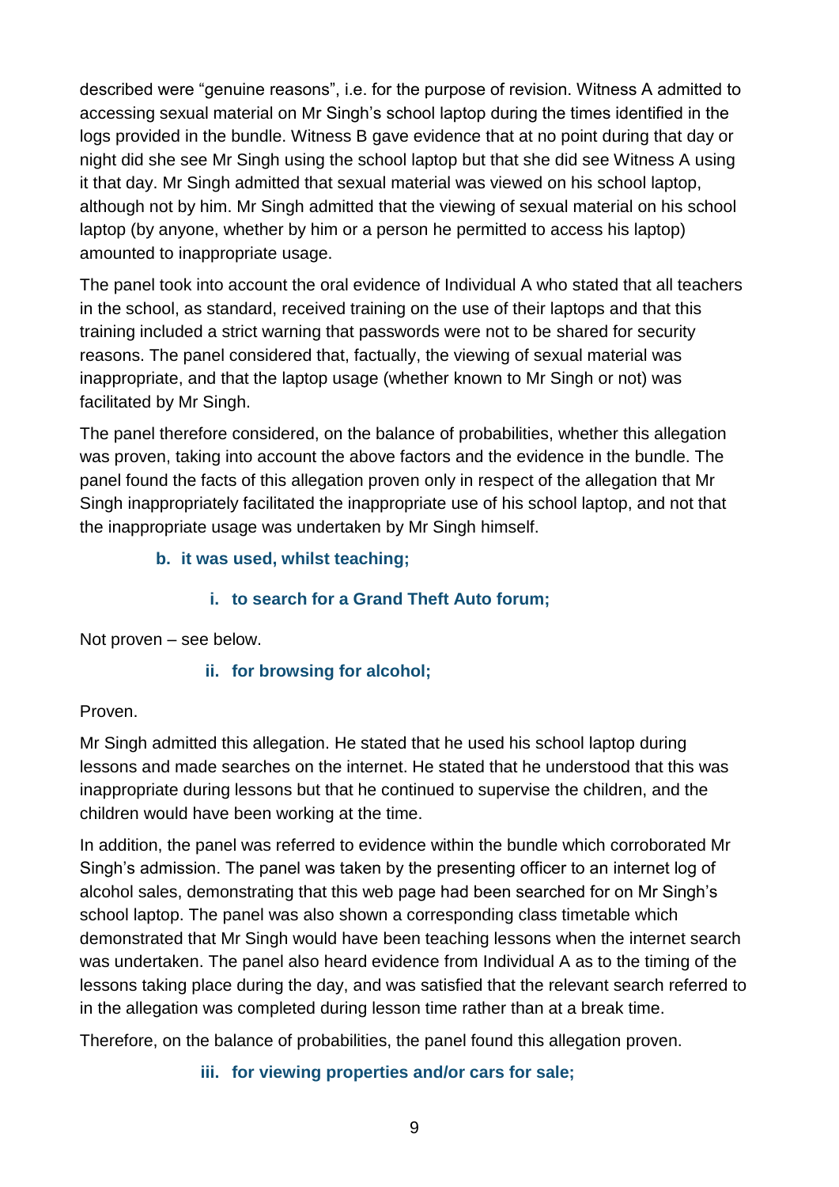described were "genuine reasons", i.e. for the purpose of revision. Witness A admitted to accessing sexual material on Mr Singh's school laptop during the times identified in the logs provided in the bundle. Witness B gave evidence that at no point during that day or night did she see Mr Singh using the school laptop but that she did see Witness A using it that day. Mr Singh admitted that sexual material was viewed on his school laptop, although not by him. Mr Singh admitted that the viewing of sexual material on his school laptop (by anyone, whether by him or a person he permitted to access his laptop) amounted to inappropriate usage.

The panel took into account the oral evidence of Individual A who stated that all teachers in the school, as standard, received training on the use of their laptops and that this training included a strict warning that passwords were not to be shared for security reasons. The panel considered that, factually, the viewing of sexual material was inappropriate, and that the laptop usage (whether known to Mr Singh or not) was facilitated by Mr Singh.

The panel therefore considered, on the balance of probabilities, whether this allegation was proven, taking into account the above factors and the evidence in the bundle. The panel found the facts of this allegation proven only in respect of the allegation that Mr Singh inappropriately facilitated the inappropriate use of his school laptop, and not that the inappropriate usage was undertaken by Mr Singh himself.

**b. it was used, whilst teaching;**

**i. to search for a Grand Theft Auto forum;**

Not proven – see below.

**ii. for browsing for alcohol;**

Proven.

Mr Singh admitted this allegation. He stated that he used his school laptop during lessons and made searches on the internet. He stated that he understood that this was inappropriate during lessons but that he continued to supervise the children, and the children would have been working at the time.

In addition, the panel was referred to evidence within the bundle which corroborated Mr Singh's admission. The panel was taken by the presenting officer to an internet log of alcohol sales, demonstrating that this web page had been searched for on Mr Singh's school laptop. The panel was also shown a corresponding class timetable which demonstrated that Mr Singh would have been teaching lessons when the internet search was undertaken. The panel also heard evidence from Individual A as to the timing of the lessons taking place during the day, and was satisfied that the relevant search referred to in the allegation was completed during lesson time rather than at a break time.

Therefore, on the balance of probabilities, the panel found this allegation proven.

**iii. for viewing properties and/or cars for sale;**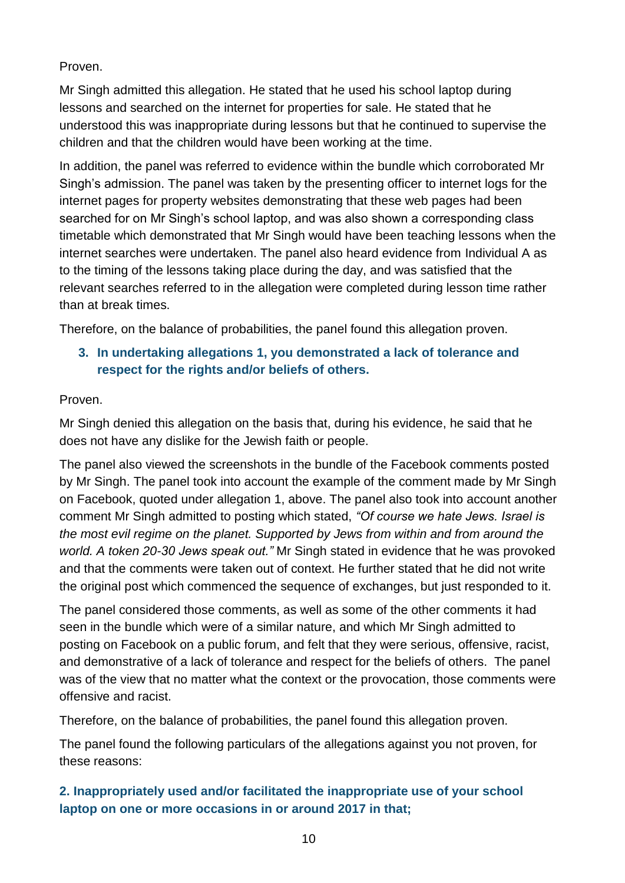Proven.

Mr Singh admitted this allegation. He stated that he used his school laptop during lessons and searched on the internet for properties for sale. He stated that he understood this was inappropriate during lessons but that he continued to supervise the children and that the children would have been working at the time.

In addition, the panel was referred to evidence within the bundle which corroborated Mr Singh's admission. The panel was taken by the presenting officer to internet logs for the internet pages for property websites demonstrating that these web pages had been searched for on Mr Singh's school laptop, and was also shown a corresponding class timetable which demonstrated that Mr Singh would have been teaching lessons when the internet searches were undertaken. The panel also heard evidence from Individual A as to the timing of the lessons taking place during the day, and was satisfied that the relevant searches referred to in the allegation were completed during lesson time rather than at break times.

Therefore, on the balance of probabilities, the panel found this allegation proven.

**3. In undertaking allegations 1, you demonstrated a lack of tolerance and respect for the rights and/or beliefs of others.**

Proven.

Mr Singh denied this allegation on the basis that, during his evidence, he said that he does not have any dislike for the Jewish faith or people.

The panel also viewed the screenshots in the bundle of the Facebook comments posted by Mr Singh. The panel took into account the example of the comment made by Mr Singh on Facebook, quoted under allegation 1, above. The panel also took into account another comment Mr Singh admitted to posting which stated, *"Of course we hate Jews. Israel is the most evil regime on the planet. Supported by Jews from within and from around the world. A token 20-30 Jews speak out."* Mr Singh stated in evidence that he was provoked and that the comments were taken out of context. He further stated that he did not write the original post which commenced the sequence of exchanges, but just responded to it.

The panel considered those comments, as well as some of the other comments it had seen in the bundle which were of a similar nature, and which Mr Singh admitted to posting on Facebook on a public forum, and felt that they were serious, offensive, racist, and demonstrative of a lack of tolerance and respect for the beliefs of others. The panel was of the view that no matter what the context or the provocation, those comments were offensive and racist.

Therefore, on the balance of probabilities, the panel found this allegation proven.

The panel found the following particulars of the allegations against you not proven, for these reasons:

**2. Inappropriately used and/or facilitated the inappropriate use of your school laptop on one or more occasions in or around 2017 in that;**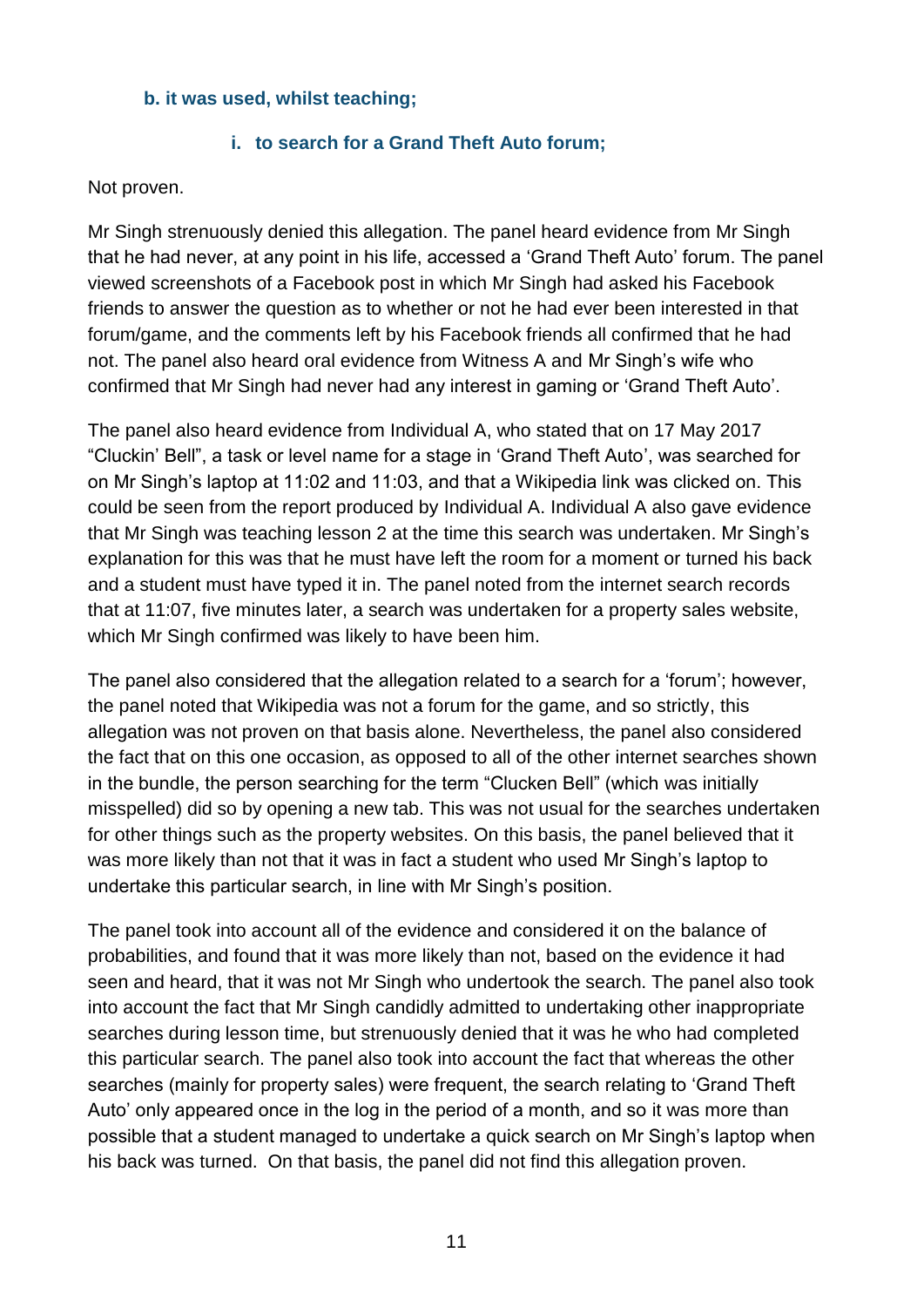#### b. it was used, whilst teaching;

##### i. to search for a Grand Theft Auto forum;

Not proven.

Mr Singh strenuously denied this allegation. The panel heard evidence from Mr Singh that he had never, at any point in his life, accessed a 'Grand Theft Auto' forum. The panel viewed screenshots of a Facebook post in which Mr Singh had asked his Facebook friends to answer the question as to whether or not he had ever been interested in that forum/game, and the comments left by his Facebook friends all confirmed that he had not. The panel also heard oral evidence from Witness A and Mr Singh's wife who confirmed that Mr Singh had never had any interest in gaming or 'Grand Theft Auto'.

The panel also heard evidence from Individual A, who stated that on 17 May 2017 "Cluckin' Bell", a task or level name for a stage in 'Grand Theft Auto', was searched for on Mr Singh's laptop at 11:02 and 11:03, and that a Wikipedia link was clicked on. This could be seen from the report produced by Individual A. Individual A also gave evidence that Mr Singh was teaching lesson 2 at the time this search was undertaken. Mr Singh's explanation for this was that he must have left the room for a moment or turned his back and a student must have typed it in. The panel noted from the internet search records that at 11:07, five minutes later, a search was undertaken for a property sales website, which Mr Singh confirmed was likely to have been him.

The panel also considered that the allegation related to a search for a 'forum'; however, the panel noted that Wikipedia was not a forum for the game, and so strictly, this allegation was not proven on that basis alone. Nevertheless, the panel also considered the fact that on this one occasion, as opposed to all of the other internet searches shown in the bundle, the person searching for the term "Clucken Bell" (which was initially misspelled) did so by opening a new tab. This was not usual for the searches undertaken for other things such as the property websites. On this basis, the panel believed that it was more likely than not that it was in fact a student who used Mr Singh's laptop to undertake this particular search, in line with Mr Singh's position.

The panel took into account all of the evidence and considered it on the balance of probabilities, and found that it was more likely than not, based on the evidence it had seen and heard, that it was not Mr Singh who undertook the search. The panel also took into account the fact that Mr Singh candidly admitted to undertaking other inappropriate searches during lesson time, but strenuously denied that it was he who had completed this particular search. The panel also took into account the fact that whereas the other searches (mainly for property sales) were frequent, the search relating to 'Grand Theft Auto' only appeared once in the log in the period of a month, and so it was more than possible that a student managed to undertake a quick search on Mr Singh's laptop when his back was turned. On that basis, the panel did not find this allegation proven.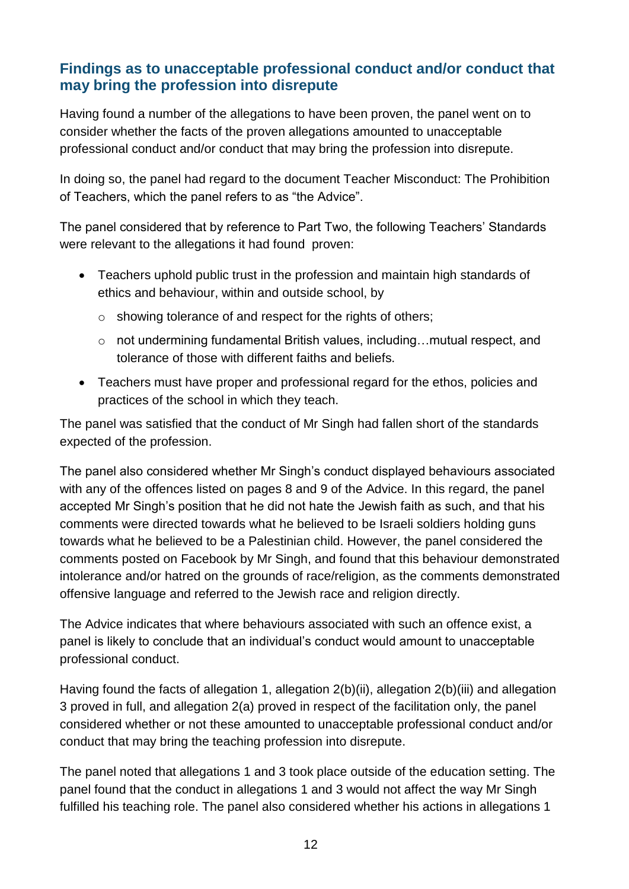## Findings as to unacceptable professional conduct and/or conduct that may bring the profession into disrepute

Having found a number of the allegations to have been proven, the panel went on to consider whether the facts of the proven allegations amounted to unacceptable professional conduct and/or conduct that may bring the profession into disrepute.

In doing so, the panel had regard to the document Teacher Misconduct: The Prohibition of Teachers, which the panel refers to as "the Advice".

The panel considered that by reference to Part Two, the following Teachers' Standards were relevant to the allegations it had found proven:

- Teachers uphold public trust in the profession and maintain high standards of ethics and behaviour, within and outside school, by
  - showing tolerance of and respect for the rights of others;
  - not undermining fundamental British values, including…mutual respect, and tolerance of those with different faiths and beliefs.
- Teachers must have proper and professional regard for the ethos, policies and practices of the school in which they teach.

The panel was satisfied that the conduct of Mr Singh had fallen short of the standards expected of the profession.

The panel also considered whether Mr Singh's conduct displayed behaviours associated with any of the offences listed on pages 8 and 9 of the Advice. In this regard, the panel accepted Mr Singh's position that he did not hate the Jewish faith as such, and that his comments were directed towards what he believed to be Israeli soldiers holding guns towards what he believed to be a Palestinian child. However, the panel considered the comments posted on Facebook by Mr Singh, and found that this behaviour demonstrated intolerance and/or hatred on the grounds of race/religion, as the comments demonstrated offensive language and referred to the Jewish race and religion directly.

The Advice indicates that where behaviours associated with such an offence exist, a panel is likely to conclude that an individual's conduct would amount to unacceptable professional conduct.

Having found the facts of allegation 1, allegation 2(b)(ii), allegation 2(b)(iii) and allegation 3 proved in full, and allegation 2(a) proved in respect of the facilitation only, the panel considered whether or not these amounted to unacceptable professional conduct and/or conduct that may bring the teaching profession into disrepute.

The panel noted that allegations 1 and 3 took place outside of the education setting. The panel found that the conduct in allegations 1 and 3 would not affect the way Mr Singh fulfilled his teaching role. The panel also considered whether his actions in allegations 1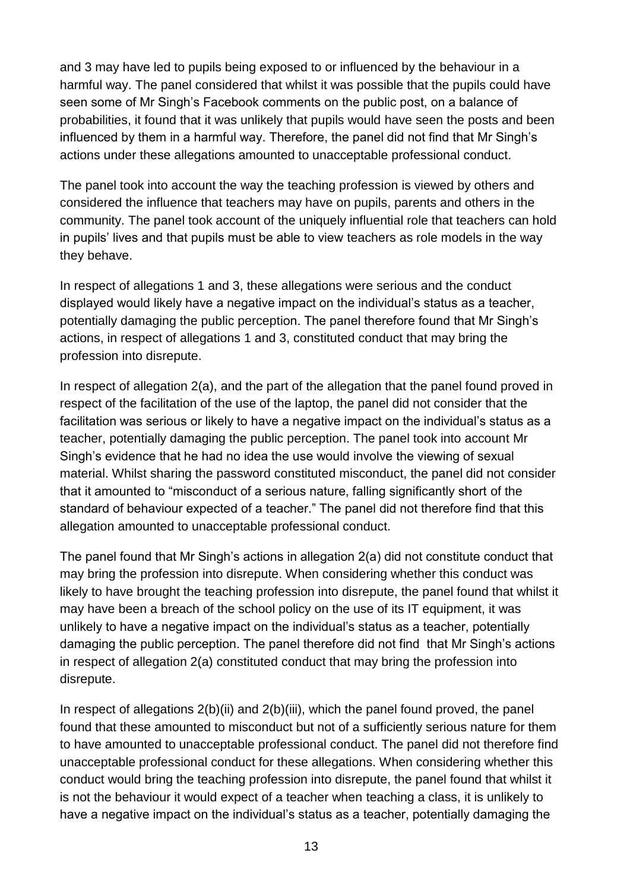and 3 may have led to pupils being exposed to or influenced by the behaviour in a harmful way. The panel considered that whilst it was possible that the pupils could have seen some of Mr Singh's Facebook comments on the public post, on a balance of probabilities, it found that it was unlikely that pupils would have seen the posts and been influenced by them in a harmful way. Therefore, the panel did not find that Mr Singh's actions under these allegations amounted to unacceptable professional conduct.

The panel took into account the way the teaching profession is viewed by others and considered the influence that teachers may have on pupils, parents and others in the community. The panel took account of the uniquely influential role that teachers can hold in pupils' lives and that pupils must be able to view teachers as role models in the way they behave.

In respect of allegations 1 and 3, these allegations were serious and the conduct displayed would likely have a negative impact on the individual's status as a teacher, potentially damaging the public perception. The panel therefore found that Mr Singh's actions, in respect of allegations 1 and 3, constituted conduct that may bring the profession into disrepute.

In respect of allegation 2(a), and the part of the allegation that the panel found proved in respect of the facilitation of the use of the laptop, the panel did not consider that the facilitation was serious or likely to have a negative impact on the individual's status as a teacher, potentially damaging the public perception. The panel took into account Mr Singh's evidence that he had no idea the use would involve the viewing of sexual material. Whilst sharing the password constituted misconduct, the panel did not consider that it amounted to "misconduct of a serious nature, falling significantly short of the standard of behaviour expected of a teacher." The panel did not therefore find that this allegation amounted to unacceptable professional conduct.

The panel found that Mr Singh's actions in allegation 2(a) did not constitute conduct that may bring the profession into disrepute. When considering whether this conduct was likely to have brought the teaching profession into disrepute, the panel found that whilst it may have been a breach of the school policy on the use of its IT equipment, it was unlikely to have a negative impact on the individual's status as a teacher, potentially damaging the public perception. The panel therefore did not find that Mr Singh's actions in respect of allegation 2(a) constituted conduct that may bring the profession into disrepute.

In respect of allegations 2(b)(ii) and 2(b)(iii), which the panel found proved, the panel found that these amounted to misconduct but not of a sufficiently serious nature for them to have amounted to unacceptable professional conduct. The panel did not therefore find unacceptable professional conduct for these allegations. When considering whether this conduct would bring the teaching profession into disrepute, the panel found that whilst it is not the behaviour it would expect of a teacher when teaching a class, it is unlikely to have a negative impact on the individual's status as a teacher, potentially damaging the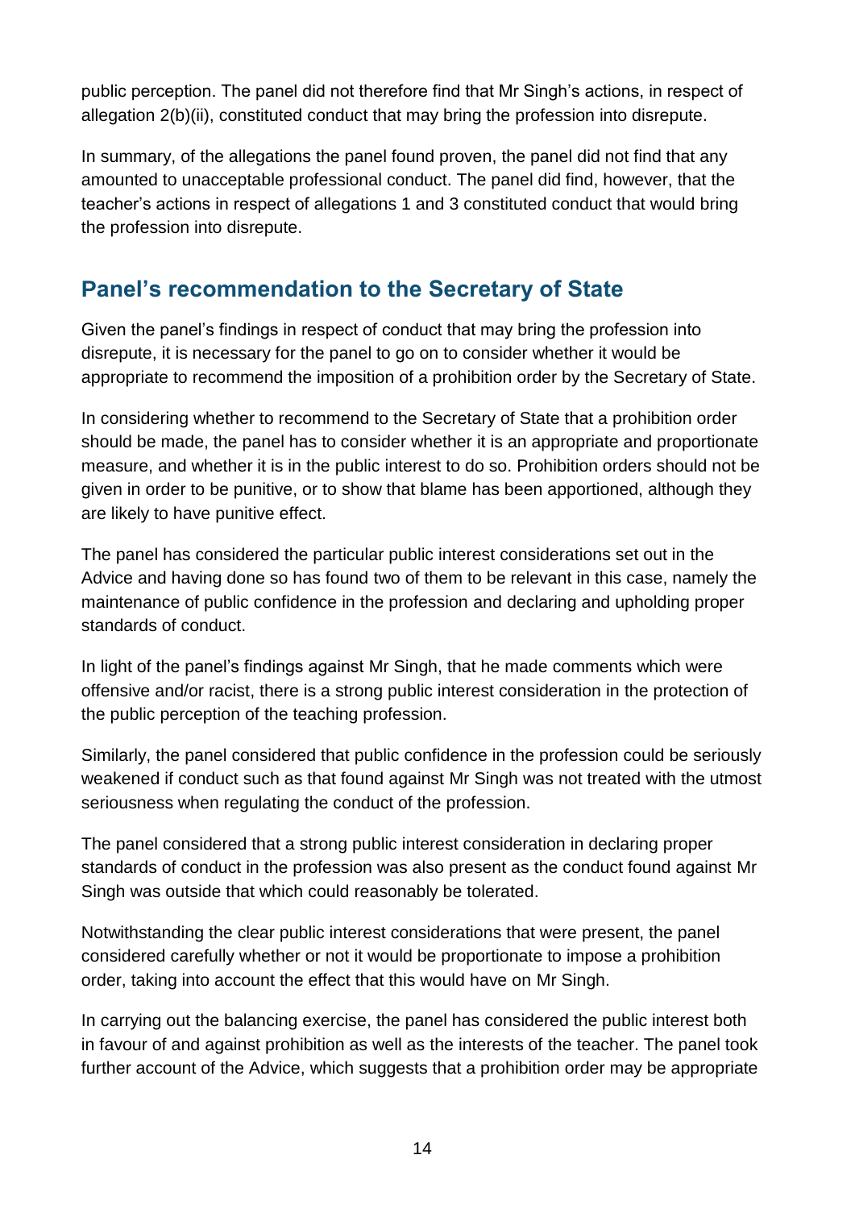public perception. The panel did not therefore find that Mr Singh's actions, in respect of allegation 2(b)(ii), constituted conduct that may bring the profession into disrepute.

In summary, of the allegations the panel found proven, the panel did not find that any amounted to unacceptable professional conduct. The panel did find, however, that the teacher's actions in respect of allegations 1 and 3 constituted conduct that would bring the profession into disrepute.

## Panel's recommendation to the Secretary of State

Given the panel's findings in respect of conduct that may bring the profession into disrepute, it is necessary for the panel to go on to consider whether it would be appropriate to recommend the imposition of a prohibition order by the Secretary of State.

In considering whether to recommend to the Secretary of State that a prohibition order should be made, the panel has to consider whether it is an appropriate and proportionate measure, and whether it is in the public interest to do so. Prohibition orders should not be given in order to be punitive, or to show that blame has been apportioned, although they are likely to have punitive effect.

The panel has considered the particular public interest considerations set out in the Advice and having done so has found two of them to be relevant in this case, namely the maintenance of public confidence in the profession and declaring and upholding proper standards of conduct.

In light of the panel's findings against Mr Singh, that he made comments which were offensive and/or racist, there is a strong public interest consideration in the protection of the public perception of the teaching profession.

Similarly, the panel considered that public confidence in the profession could be seriously weakened if conduct such as that found against Mr Singh was not treated with the utmost seriousness when regulating the conduct of the profession.

The panel considered that a strong public interest consideration in declaring proper standards of conduct in the profession was also present as the conduct found against Mr Singh was outside that which could reasonably be tolerated.

Notwithstanding the clear public interest considerations that were present, the panel considered carefully whether or not it would be proportionate to impose a prohibition order, taking into account the effect that this would have on Mr Singh.

In carrying out the balancing exercise, the panel has considered the public interest both in favour of and against prohibition as well as the interests of the teacher. The panel took further account of the Advice, which suggests that a prohibition order may be appropriate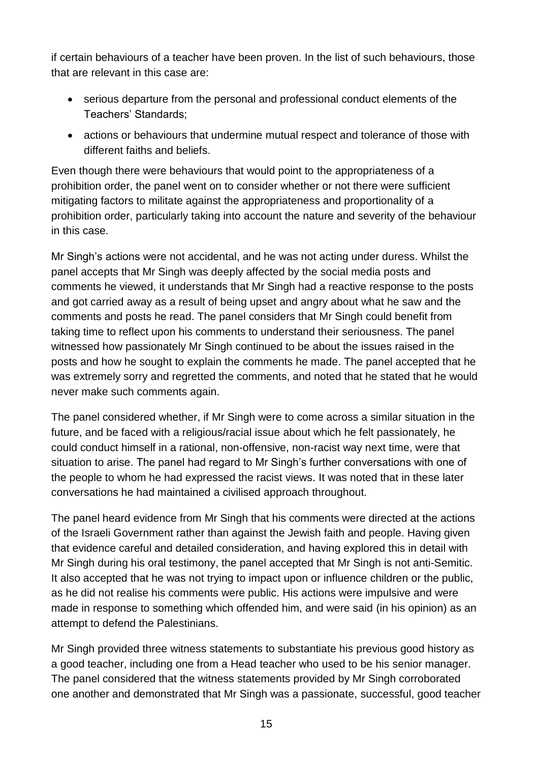if certain behaviours of a teacher have been proven. In the list of such behaviours, those that are relevant in this case are:

- serious departure from the personal and professional conduct elements of the Teachers' Standards;
- actions or behaviours that undermine mutual respect and tolerance of those with different faiths and beliefs.

Even though there were behaviours that would point to the appropriateness of a prohibition order, the panel went on to consider whether or not there were sufficient mitigating factors to militate against the appropriateness and proportionality of a prohibition order, particularly taking into account the nature and severity of the behaviour in this case.

Mr Singh's actions were not accidental, and he was not acting under duress. Whilst the panel accepts that Mr Singh was deeply affected by the social media posts and comments he viewed, it understands that Mr Singh had a reactive response to the posts and got carried away as a result of being upset and angry about what he saw and the comments and posts he read. The panel considers that Mr Singh could benefit from taking time to reflect upon his comments to understand their seriousness. The panel witnessed how passionately Mr Singh continued to be about the issues raised in the posts and how he sought to explain the comments he made. The panel accepted that he was extremely sorry and regretted the comments, and noted that he stated that he would never make such comments again.

The panel considered whether, if Mr Singh were to come across a similar situation in the future, and be faced with a religious/racial issue about which he felt passionately, he could conduct himself in a rational, non-offensive, non-racist way next time, were that situation to arise. The panel had regard to Mr Singh's further conversations with one of the people to whom he had expressed the racist views. It was noted that in these later conversations he had maintained a civilised approach throughout.

The panel heard evidence from Mr Singh that his comments were directed at the actions of the Israeli Government rather than against the Jewish faith and people. Having given that evidence careful and detailed consideration, and having explored this in detail with Mr Singh during his oral testimony, the panel accepted that Mr Singh is not anti-Semitic. It also accepted that he was not trying to impact upon or influence children or the public, as he did not realise his comments were public. His actions were impulsive and were made in response to something which offended him, and were said (in his opinion) as an attempt to defend the Palestinians.

Mr Singh provided three witness statements to substantiate his previous good history as a good teacher, including one from a Head teacher who used to be his senior manager. The panel considered that the witness statements provided by Mr Singh corroborated one another and demonstrated that Mr Singh was a passionate, successful, good teacher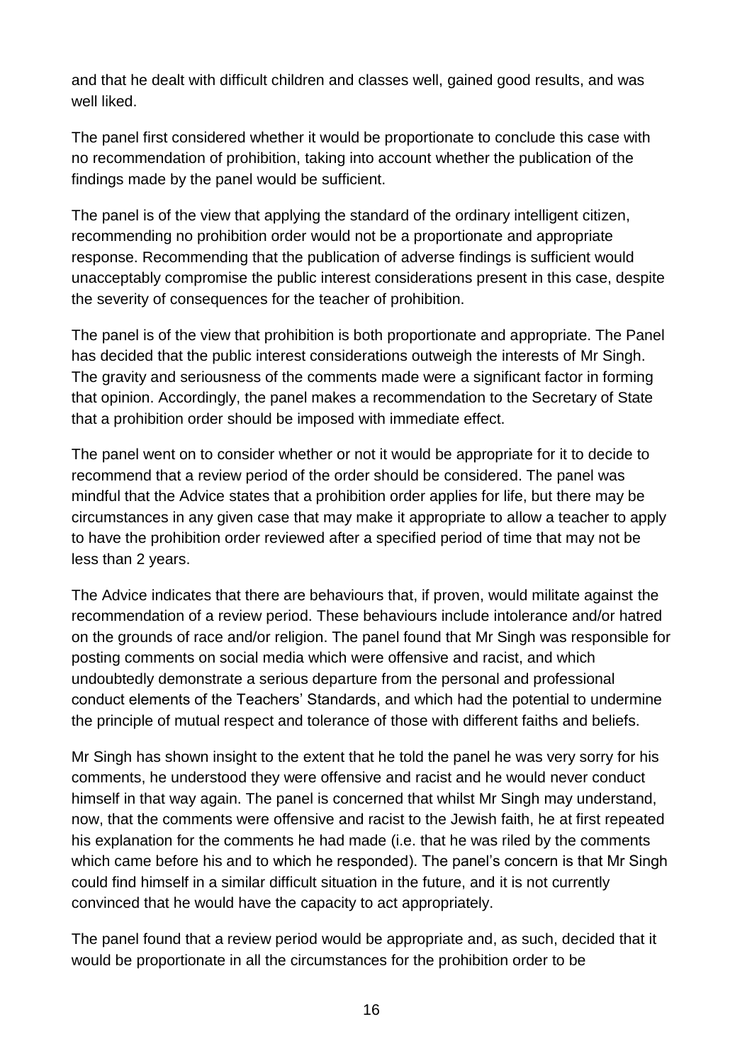and that he dealt with difficult children and classes well, gained good results, and was well liked.

The panel first considered whether it would be proportionate to conclude this case with no recommendation of prohibition, taking into account whether the publication of the findings made by the panel would be sufficient.

The panel is of the view that applying the standard of the ordinary intelligent citizen, recommending no prohibition order would not be a proportionate and appropriate response. Recommending that the publication of adverse findings is sufficient would unacceptably compromise the public interest considerations present in this case, despite the severity of consequences for the teacher of prohibition.

The panel is of the view that prohibition is both proportionate and appropriate. The Panel has decided that the public interest considerations outweigh the interests of Mr Singh. The gravity and seriousness of the comments made were a significant factor in forming that opinion. Accordingly, the panel makes a recommendation to the Secretary of State that a prohibition order should be imposed with immediate effect.

The panel went on to consider whether or not it would be appropriate for it to decide to recommend that a review period of the order should be considered. The panel was mindful that the Advice states that a prohibition order applies for life, but there may be circumstances in any given case that may make it appropriate to allow a teacher to apply to have the prohibition order reviewed after a specified period of time that may not be less than 2 years.

The Advice indicates that there are behaviours that, if proven, would militate against the recommendation of a review period. These behaviours include intolerance and/or hatred on the grounds of race and/or religion. The panel found that Mr Singh was responsible for posting comments on social media which were offensive and racist, and which undoubtedly demonstrate a serious departure from the personal and professional conduct elements of the Teachers' Standards, and which had the potential to undermine the principle of mutual respect and tolerance of those with different faiths and beliefs.

Mr Singh has shown insight to the extent that he told the panel he was very sorry for his comments, he understood they were offensive and racist and he would never conduct himself in that way again. The panel is concerned that whilst Mr Singh may understand, now, that the comments were offensive and racist to the Jewish faith, he at first repeated his explanation for the comments he had made (i.e. that he was riled by the comments which came before his and to which he responded). The panel's concern is that Mr Singh could find himself in a similar difficult situation in the future, and it is not currently convinced that he would have the capacity to act appropriately.

The panel found that a review period would be appropriate and, as such, decided that it would be proportionate in all the circumstances for the prohibition order to be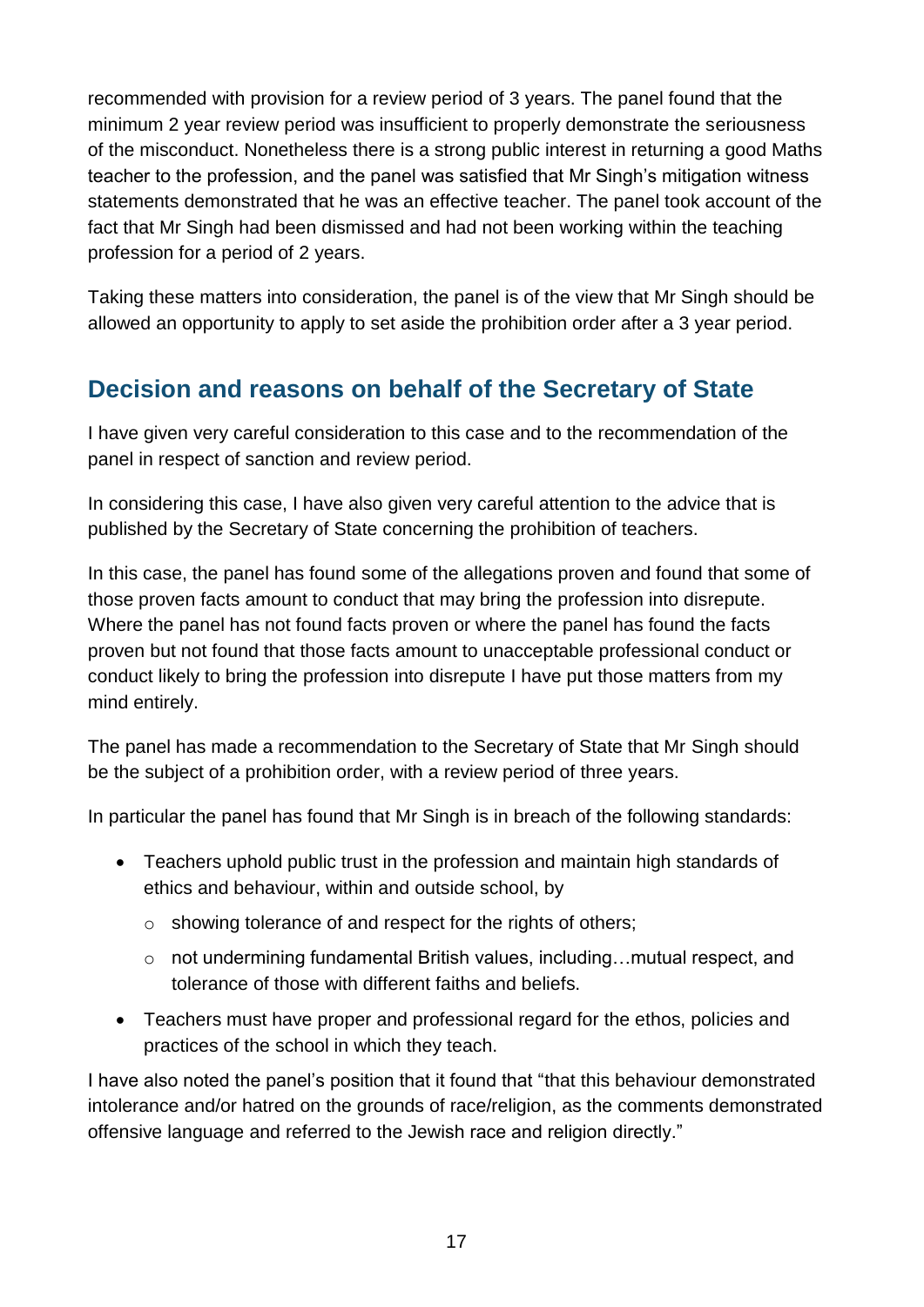recommended with provision for a review period of 3 years. The panel found that the minimum 2 year review period was insufficient to properly demonstrate the seriousness of the misconduct. Nonetheless there is a strong public interest in returning a good Maths teacher to the profession, and the panel was satisfied that Mr Singh's mitigation witness statements demonstrated that he was an effective teacher. The panel took account of the fact that Mr Singh had been dismissed and had not been working within the teaching profession for a period of 2 years.

Taking these matters into consideration, the panel is of the view that Mr Singh should be allowed an opportunity to apply to set aside the prohibition order after a 3 year period.

## Decision and reasons on behalf of the Secretary of State

I have given very careful consideration to this case and to the recommendation of the panel in respect of sanction and review period.

In considering this case, I have also given very careful attention to the advice that is published by the Secretary of State concerning the prohibition of teachers.

In this case, the panel has found some of the allegations proven and found that some of those proven facts amount to conduct that may bring the profession into disrepute. Where the panel has not found facts proven or where the panel has found the facts proven but not found that those facts amount to unacceptable professional conduct or conduct likely to bring the profession into disrepute I have put those matters from my mind entirely.

The panel has made a recommendation to the Secretary of State that Mr Singh should be the subject of a prohibition order, with a review period of three years.

In particular the panel has found that Mr Singh is in breach of the following standards:

- Teachers uphold public trust in the profession and maintain high standards of ethics and behaviour, within and outside school, by
  - showing tolerance of and respect for the rights of others;
  - not undermining fundamental British values, including…mutual respect, and tolerance of those with different faiths and beliefs.
- Teachers must have proper and professional regard for the ethos, policies and practices of the school in which they teach.

I have also noted the panel's position that it found that "that this behaviour demonstrated intolerance and/or hatred on the grounds of race/religion, as the comments demonstrated offensive language and referred to the Jewish race and religion directly."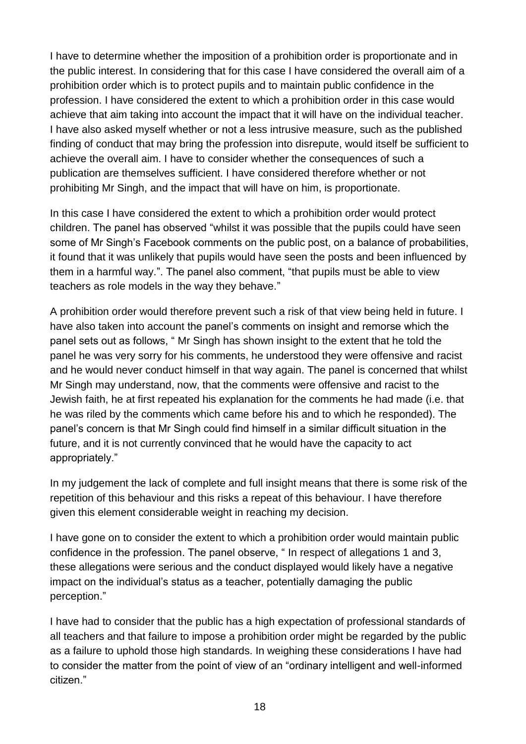I have to determine whether the imposition of a prohibition order is proportionate and in the public interest. In considering that for this case I have considered the overall aim of a prohibition order which is to protect pupils and to maintain public confidence in the profession. I have considered the extent to which a prohibition order in this case would achieve that aim taking into account the impact that it will have on the individual teacher. I have also asked myself whether or not a less intrusive measure, such as the published finding of conduct that may bring the profession into disrepute, would itself be sufficient to achieve the overall aim. I have to consider whether the consequences of such a publication are themselves sufficient. I have considered therefore whether or not prohibiting Mr Singh, and the impact that will have on him, is proportionate.

In this case I have considered the extent to which a prohibition order would protect children. The panel has observed "whilst it was possible that the pupils could have seen some of Mr Singh's Facebook comments on the public post, on a balance of probabilities, it found that it was unlikely that pupils would have seen the posts and been influenced by them in a harmful way.". The panel also comment, "that pupils must be able to view teachers as role models in the way they behave."

A prohibition order would therefore prevent such a risk of that view being held in future. I have also taken into account the panel's comments on insight and remorse which the panel sets out as follows, " Mr Singh has shown insight to the extent that he told the panel he was very sorry for his comments, he understood they were offensive and racist and he would never conduct himself in that way again. The panel is concerned that whilst Mr Singh may understand, now, that the comments were offensive and racist to the Jewish faith, he at first repeated his explanation for the comments he had made (i.e. that he was riled by the comments which came before his and to which he responded). The panel's concern is that Mr Singh could find himself in a similar difficult situation in the future, and it is not currently convinced that he would have the capacity to act appropriately."

In my judgement the lack of complete and full insight means that there is some risk of the repetition of this behaviour and this risks a repeat of this behaviour. I have therefore given this element considerable weight in reaching my decision.

I have gone on to consider the extent to which a prohibition order would maintain public confidence in the profession. The panel observe, " In respect of allegations 1 and 3, these allegations were serious and the conduct displayed would likely have a negative impact on the individual's status as a teacher, potentially damaging the public perception."

I have had to consider that the public has a high expectation of professional standards of all teachers and that failure to impose a prohibition order might be regarded by the public as a failure to uphold those high standards. In weighing these considerations I have had to consider the matter from the point of view of an "ordinary intelligent and well-informed citizen."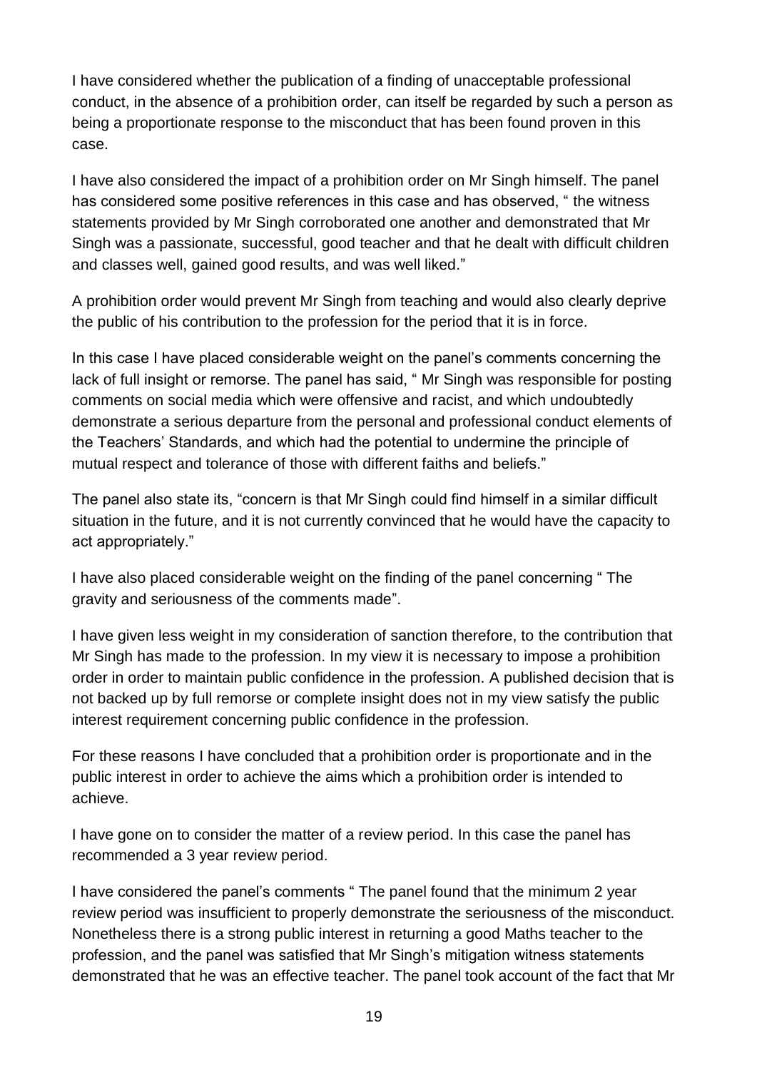I have considered whether the publication of a finding of unacceptable professional conduct, in the absence of a prohibition order, can itself be regarded by such a person as being a proportionate response to the misconduct that has been found proven in this case.

I have also considered the impact of a prohibition order on Mr Singh himself. The panel has considered some positive references in this case and has observed, " the witness statements provided by Mr Singh corroborated one another and demonstrated that Mr Singh was a passionate, successful, good teacher and that he dealt with difficult children and classes well, gained good results, and was well liked."

A prohibition order would prevent Mr Singh from teaching and would also clearly deprive the public of his contribution to the profession for the period that it is in force.

In this case I have placed considerable weight on the panel's comments concerning the lack of full insight or remorse. The panel has said, " Mr Singh was responsible for posting comments on social media which were offensive and racist, and which undoubtedly demonstrate a serious departure from the personal and professional conduct elements of the Teachers' Standards, and which had the potential to undermine the principle of mutual respect and tolerance of those with different faiths and beliefs."

The panel also state its, "concern is that Mr Singh could find himself in a similar difficult situation in the future, and it is not currently convinced that he would have the capacity to act appropriately."

I have also placed considerable weight on the finding of the panel concerning " The gravity and seriousness of the comments made".

I have given less weight in my consideration of sanction therefore, to the contribution that Mr Singh has made to the profession. In my view it is necessary to impose a prohibition order in order to maintain public confidence in the profession. A published decision that is not backed up by full remorse or complete insight does not in my view satisfy the public interest requirement concerning public confidence in the profession.

For these reasons I have concluded that a prohibition order is proportionate and in the public interest in order to achieve the aims which a prohibition order is intended to achieve.

I have gone on to consider the matter of a review period. In this case the panel has recommended a 3 year review period.

I have considered the panel's comments " The panel found that the minimum 2 year review period was insufficient to properly demonstrate the seriousness of the misconduct. Nonetheless there is a strong public interest in returning a good Maths teacher to the profession, and the panel was satisfied that Mr Singh's mitigation witness statements demonstrated that he was an effective teacher. The panel took account of the fact that Mr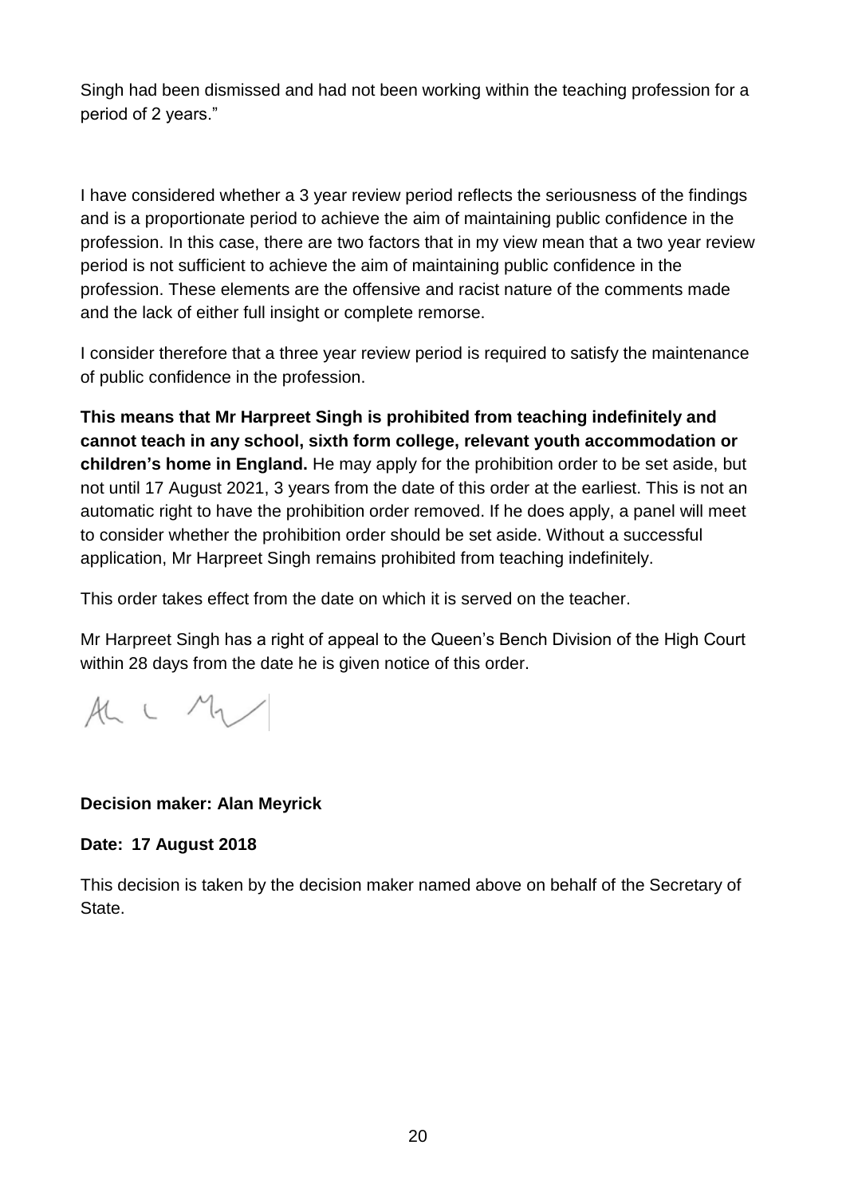Singh had been dismissed and had not been working within the teaching profession for a period of 2 years."

I have considered whether a 3 year review period reflects the seriousness of the findings and is a proportionate period to achieve the aim of maintaining public confidence in the profession. In this case, there are two factors that in my view mean that a two year review period is not sufficient to achieve the aim of maintaining public confidence in the profession. These elements are the offensive and racist nature of the comments made and the lack of either full insight or complete remorse.

I consider therefore that a three year review period is required to satisfy the maintenance of public confidence in the profession.

**This means that Mr Harpreet Singh is prohibited from teaching indefinitely and cannot teach in any school, sixth form college, relevant youth accommodation or children's home in England.** He may apply for the prohibition order to be set aside, but not until 17 August 2021, 3 years from the date of this order at the earliest. This is not an automatic right to have the prohibition order removed. If he does apply, a panel will meet to consider whether the prohibition order should be set aside. Without a successful application, Mr Harpreet Singh remains prohibited from teaching indefinitely.

This order takes effect from the date on which it is served on the teacher.

Mr Harpreet Singh has a right of appeal to the Queen's Bench Division of the High Court within 28 days from the date he is given notice of this order.

**Decision maker: Alan Meyrick**

**Date: 17 August 2018**

This decision is taken by the decision maker named above on behalf of the Secretary of State.